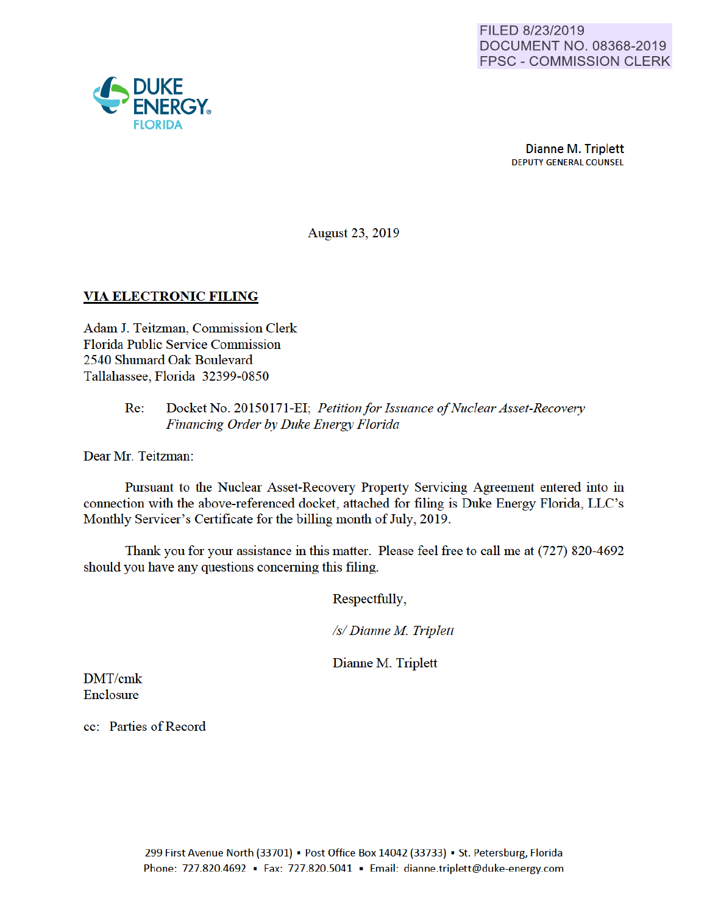FILED 8/23/2019
DOCUMENT NO. 08368-2019
FPSC - COMMISSION CLERK

DUKE ENERGY
FLORIDA

**Dianne M. Triplett**
DEPUTY GENERAL COUNSEL

August 23, 2019

**VIA ELECTRONIC FILING**

Adam J. Teitzman, Commission Clerk
Florida Public Service Commission
2540 Shumard Oak Boulevard
Tallahassee, Florida 32399-0850

Re: Docket No. 20150171-EI; *Petition for Issuance of Nuclear Asset-Recovery Financing Order by Duke Energy Florida*

Dear Mr. Teitzman:

Pursuant to the Nuclear Asset-Recovery Property Servicing Agreement entered into in connection with the above-referenced docket, attached for filing is Duke Energy Florida, LLC's Monthly Servicer's Certificate for the billing month of July, 2019.

Thank you for your assistance in this matter. Please feel free to call me at (727) 820-4692 should you have any questions concerning this filing.

Respectfully,

*/s/ Dianne M. Triplett*

Dianne M. Triplett

DMT/cmk
Enclosure

cc: Parties of Record

299 First Avenue North (33701) ▪ Post Office Box 14042 (33733) ▪ St. Petersburg, Florida
Phone: 727.820.4692 ▪ Fax: 727.820.5041 ▪ Email: dianne.triplett@duke-energy.com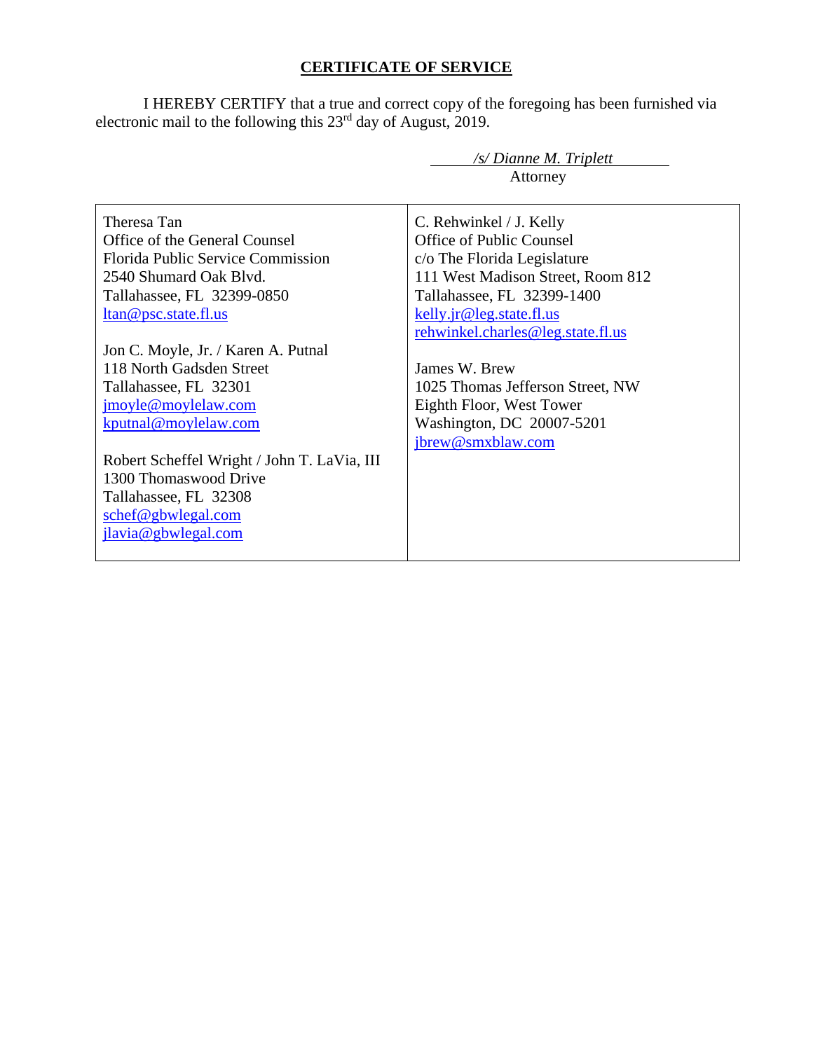## CERTIFICATE OF SERVICE

I HEREBY CERTIFY that a true and correct copy of the foregoing has been furnished via electronic mail to the following this 23rd day of August, 2019.

*/s/ Dianne M. Triplett*
Attorney

| | |
|---|---|
| Theresa Tan<br>Office of the General Counsel<br>Florida Public Service Commission<br>2540 Shumard Oak Blvd.<br>Tallahassee, FL 32399-0850<br>ltan@psc.state.fl.us<br><br>Jon C. Moyle, Jr. / Karen A. Putnal<br>118 North Gadsden Street<br>Tallahassee, FL 32301<br>jmoyle@moylelaw.com<br>kputnal@moylelaw.com<br><br>Robert Scheffel Wright / John T. LaVia, III<br>1300 Thomaswood Drive<br>Tallahassee, FL 32308<br>schef@gbwlegal.com<br>jlavia@gbwlegal.com | C. Rehwinkel / J. Kelly<br>Office of Public Counsel<br>c/o The Florida Legislature<br>111 West Madison Street, Room 812<br>Tallahassee, FL 32399-1400<br>kelly.jr@leg.state.fl.us<br>rehwinkel.charles@leg.state.fl.us<br><br>James W. Brew<br>1025 Thomas Jefferson Street, NW<br>Eighth Floor, West Tower<br>Washington, DC 20007-5201<br>jbrew@smxblaw.com |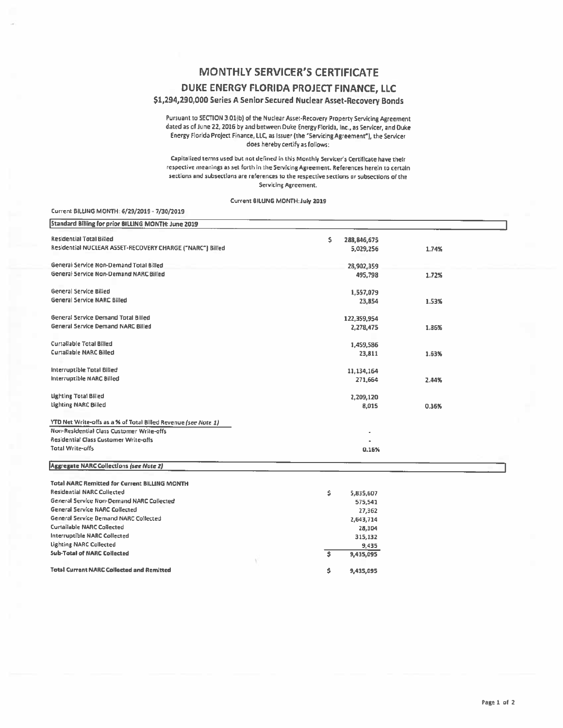# MONTHLY SERVICER'S CERTIFICATE

## DUKE ENERGY FLORIDA PROJECT FINANCE, LLC

### $1,294,290,000 Series A Senior Secured Nuclear Asset-Recovery Bonds

Pursuant to SECTION 3.01(b) of the Nuclear Asset-Recovery Property Servicing Agreement dated as of June 22, 2016 by and between Duke Energy Florida, Inc., as Servicer, and Duke Energy Florida Project Finance, LLC, as Issuer (the "Servicing Agreement"), the Servicer does hereby certify as follows:

Capitalized terms used but not defined in this Monthly Servicer's Certificate have their respective meanings as set forth in the Servicing Agreement. References herein to certain sections and subsections are references to the respective sections or subsections of the Servicing Agreement.

Current BILLING MONTH: July 2019

Current BILLING MONTH: 6/29/2019 - 7/30/2019

| Standard Billing for prior BILLING MONTH: June 2019 | | |
|---|---|---|
| Residential Total Billed | $ 288,846,675 | |
| Residential NUCLEAR ASSET-RECOVERY CHARGE ("NARC") Billed | 5,029,256 | 1.74% |
| General Service Non-Demand Total Billed | 28,902,359 | |
| General Service Non-Demand NARC Billed | 495,798 | 1.72% |
| General Service Billed | 1,557,079 | |
| General Service NARC Billed | 23,854 | 1.53% |
| General Service Demand Total Billed | 122,359,954 | |
| General Service Demand NARC Billed | 2,278,475 | 1.86% |
| Curtailable Total Billed | 1,459,586 | |
| Curtailable NARC Billed | 23,811 | 1.63% |
| Interruptible Total Billed | 11,134,164 | |
| Interruptible NARC Billed | 271,664 | 2.44% |
| Lighting Total Billed | 2,209,120 | |
| Lighting NARC Billed | 8,015 | 0.36% |
| YTD Net Write-offs as a % of Total Billed Revenue *(see Note 1)* | | |
| Non-Residential Class Customer Write-offs | - | |
| Residential Class Customer Write-offs | - | |
| Total Write-offs | 0.16% | |

| Aggregate NARC Collections *(see Note 2)* | |
|---|---|
| **Total NARC Remitted for Current BILLING MONTH** | |
| Residential NARC Collected | $ 5,835,607 |
| General Service Non-Demand NARC Collected | 575,541 |
| General Service NARC Collected | 27,362 |
| General Service Demand NARC Collected | 2,643,714 |
| Curtailable NARC Collected | 28,304 |
| Interruptible NARC Collected | 315,132 |
| Lighting NARC Collected | 9,435 |
| **Sub-Total of NARC Collected** | $ 9,435,095 |
| **Total Current NARC Collected and Remitted** | $ 9,435,095 |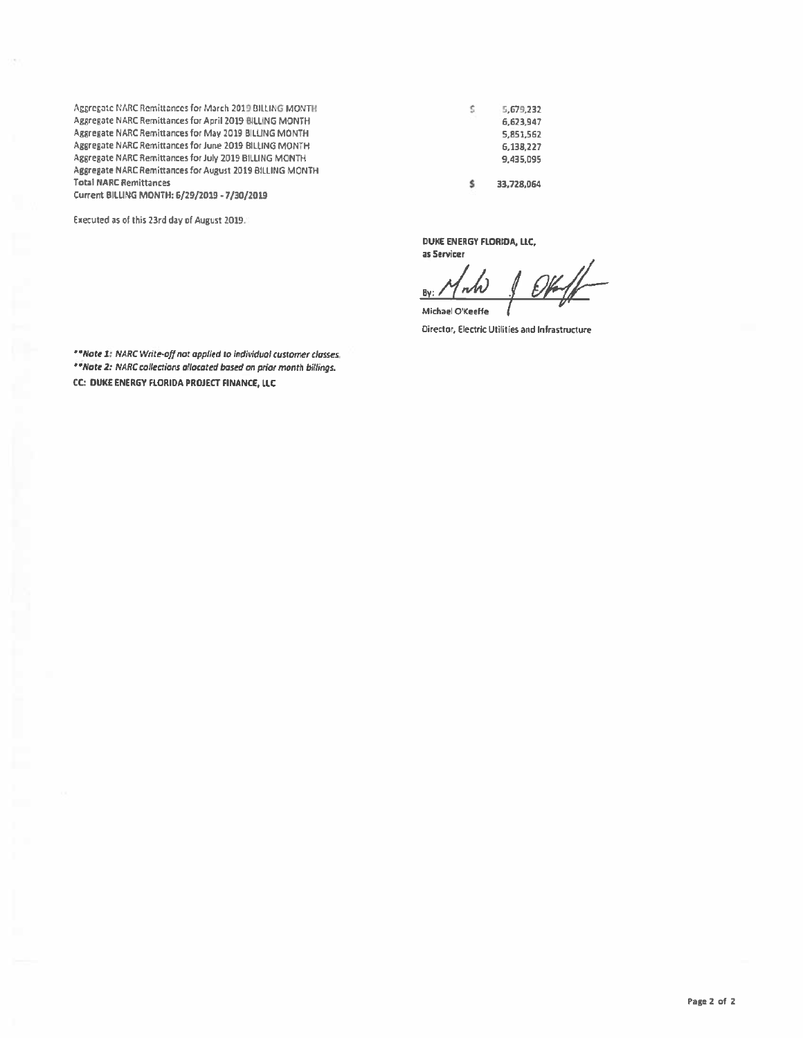| | | |
|---|---|---|
| Aggregate NARC Remittances for March 2019 BILLING MONTH | $ | 5,679,232 |
| Aggregate NARC Remittances for April 2019 BILLING MONTH | | 6,623,947 |
| Aggregate NARC Remittances for May 2019 BILLING MONTH | | 5,851,562 |
| Aggregate NARC Remittances for June 2019 BILLING MONTH | | 6,138,227 |
| Aggregate NARC Remittances for July 2019 BILLING MONTH | | 9,435,095 |
| Aggregate NARC Remittances for August 2019 BILLING MONTH | | |
| **Total NARC Remittances** | **$** | **33,728,064** |
| **Current BILLING MONTH: 6/29/2019 - 7/30/2019** | | |

Executed as of this 23rd day of August 2019.

**DUKE ENERGY FLORIDA, LLC,**
**as Servicer**

By: 

Michael O'Keeffe

Director, Electric Utilities and Infrastructure

***\*Note 1:** NARC Write-off not applied to individual customer classes.*

***\*Note 2:** NARC collections allocated based on prior month billings.*

**CC: DUKE ENERGY FLORIDA PROJECT FINANCE, LLC**